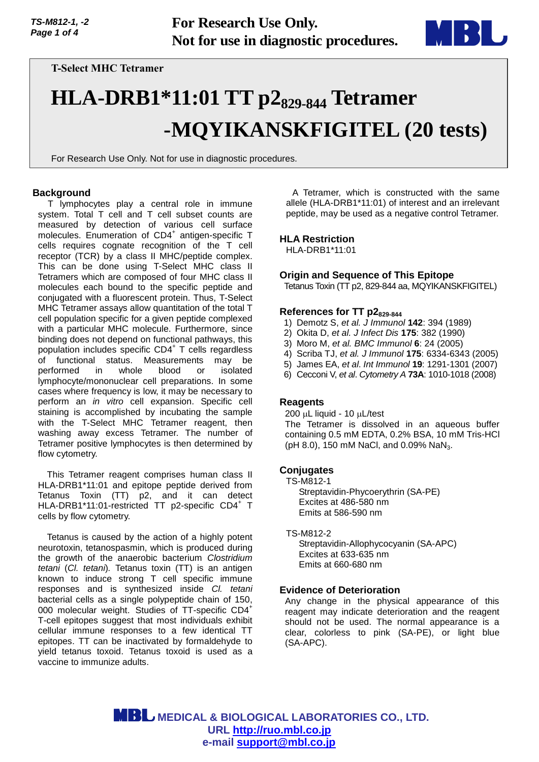TS-M812-1, -2

**For Research Use Only.**
**Not for use in diagnostic procedures.**

T-Select MHC Tetramer

# HLA-DRB1*11:01 TT p2$_{829-844}$ Tetramer -MQYIKANSKFIGITEL (20 tests)

For Research Use Only. Not for use in diagnostic procedures.

## Background

T lymphocytes play a central role in immune system. Total T cell and T cell subset counts are measured by detection of various cell surface molecules. Enumeration of CD4$^+$ antigen-specific T cells requires cognate recognition of the T cell receptor (TCR) by a class II MHC/peptide complex. This can be done using T-Select MHC class II Tetramers which are composed of four MHC class II molecules each bound to the specific peptide and conjugated with a fluorescent protein. Thus, T-Select MHC Tetramer assays allow quantitation of the total T cell population specific for a given peptide complexed with a particular MHC molecule. Furthermore, since binding does not depend on functional pathways, this population includes specific CD4$^+$ T cells regardless of functional status. Measurements may be performed in whole blood or isolated lymphocyte/mononuclear cell preparations. In some cases where frequency is low, it may be necessary to perform an *in vitro* cell expansion. Specific cell staining is accomplished by incubating the sample with the T-Select MHC Tetramer reagent, then washing away excess Tetramer. The number of Tetramer positive lymphocytes is then determined by flow cytometry.

This Tetramer reagent comprises human class II HLA-DRB1*11:01 and epitope peptide derived from Tetanus Toxin (TT) p2, and it can detect HLA-DRB1*11:01-restricted TT p2-specific CD4$^+$ T cells by flow cytometry.

Tetanus is caused by the action of a highly potent neurotoxin, tetanospasmin, which is produced during the growth of the anaerobic bacterium *Clostridium tetani* (*Cl. tetani*). Tetanus toxin (TT) is an antigen known to induce strong T cell specific immune responses and is synthesized inside *Cl. tetani* bacterial cells as a single polypeptide chain of 150, 000 molecular weight. Studies of TT-specific CD4$^+$ T-cell epitopes suggest that most individuals exhibit cellular immune responses to a few identical TT epitopes. TT can be inactivated by formaldehyde to yield tetanus toxoid. Tetanus toxoid is used as a vaccine to immunize adults.

A Tetramer, which is constructed with the same allele (HLA-DRB1*11:01) of interest and an irrelevant peptide, may be used as a negative control Tetramer.

## HLA Restriction

HLA-DRB1*11:01

## Origin and Sequence of This Epitope

Tetanus Toxin (TT p2, 829-844 aa, MQYIKANSKFIGITEL)

## References for TT p2$_{829-844}$

1) Demotz S, *et al. J Immunol* **142**: 394 (1989)
2) Okita D, *et al. J Infect Dis* **175**: 382 (1990)
3) Moro M, *et al. BMC Immunol* **6**: 24 (2005)
4) Scriba TJ, *et al. J Immunol* **175**: 6334-6343 (2005)
5) James EA, *et al. Int Immunol* **19**: 1291-1301 (2007)
6) Cecconi V, *et al. Cytometry A* **73A**: 1010-1018 (2008)

## Reagents

200 μL liquid - 10 μL/test

The Tetramer is dissolved in an aqueous buffer containing 0.5 mM EDTA, 0.2% BSA, 10 mM Tris-HCl (pH 8.0), 150 mM NaCl, and 0.09% $NaN_3$.

## Conjugates

TS-M812-1
- Streptavidin-Phycoerythrin (SA-PE)
- Excites at 486-580 nm
- Emits at 586-590 nm

TS-M812-2
- Streptavidin-Allophycocyanin (SA-APC)
- Excites at 633-635 nm
- Emits at 660-680 nm

## Evidence of Deterioration

Any change in the physical appearance of this reagent may indicate deterioration and the reagent should not be used. The normal appearance is a clear, colorless to pink (SA-PE), or light blue (SA-APC).

**MEDICAL & BIOLOGICAL LABORATORIES CO., LTD.**
URL http://ruo.mbl.co.jp
e-mail support@mbl.co.jp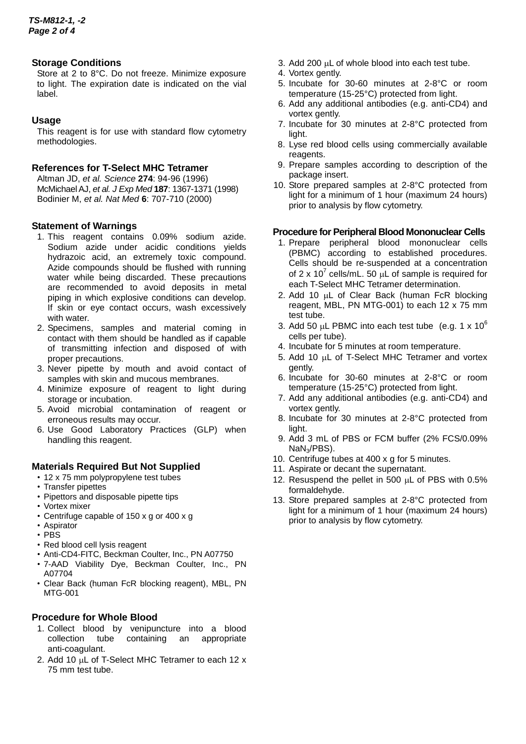## Storage Conditions

Store at 2 to 8°C. Do not freeze. Minimize exposure to light. The expiration date is indicated on the vial label.

## Usage

This reagent is for use with standard flow cytometry methodologies.

## References for T-Select MHC Tetramer

Altman JD, *et al. Science* **274**: 94-96 (1996)
McMichael AJ, *et al. J Exp Med* **187**: 1367-1371 (1998)
Bodinier M, *et al. Nat Med* **6**: 707-710 (2000)

## Statement of Warnings

1. This reagent contains 0.09% sodium azide. Sodium azide under acidic conditions yields hydrazoic acid, an extremely toxic compound. Azide compounds should be flushed with running water while being discarded. These precautions are recommended to avoid deposits in metal piping in which explosive conditions can develop. If skin or eye contact occurs, wash excessively with water.
2. Specimens, samples and material coming in contact with them should be handled as if capable of transmitting infection and disposed of with proper precautions.
3. Never pipette by mouth and avoid contact of samples with skin and mucous membranes.
4. Minimize exposure of reagent to light during storage or incubation.
5. Avoid microbial contamination of reagent or erroneous results may occur.
6. Use Good Laboratory Practices (GLP) when handling this reagent.

## Materials Required But Not Supplied

- 12 x 75 mm polypropylene test tubes
- Transfer pipettes
- Pipettors and disposable pipette tips
- Vortex mixer
- Centrifuge capable of 150 x g or 400 x g
- Aspirator
- PBS
- Red blood cell lysis reagent
- Anti-CD4-FITC, Beckman Coulter, Inc., PN A07750
- 7-AAD Viability Dye, Beckman Coulter, Inc., PN A07704
- Clear Back (human FcR blocking reagent), MBL, PN MTG-001

## Procedure for Whole Blood

1. Collect blood by venipuncture into a blood collection tube containing an appropriate anti-coagulant.
2. Add 10 μL of T-Select MHC Tetramer to each 12 x 75 mm test tube.
3. Add 200 μL of whole blood into each test tube.
4. Vortex gently.
5. Incubate for 30-60 minutes at 2-8°C or room temperature (15-25°C) protected from light.
6. Add any additional antibodies (e.g. anti-CD4) and vortex gently.
7. Incubate for 30 minutes at 2-8°C protected from light.
8. Lyse red blood cells using commercially available reagents.
9. Prepare samples according to description of the package insert.
10. Store prepared samples at 2-8°C protected from light for a minimum of 1 hour (maximum 24 hours) prior to analysis by flow cytometry.

## Procedure for Peripheral Blood Mononuclear Cells

1. Prepare peripheral blood mononuclear cells (PBMC) according to established procedures. Cells should be re-suspended at a concentration of $2 \times 10^7$ cells/mL. 50 μL of sample is required for each T-Select MHC Tetramer determination.
2. Add 10 μL of Clear Back (human FcR blocking reagent, MBL, PN MTG-001) to each 12 x 75 mm test tube.
3. Add 50 μL PBMC into each test tube (e.g. $1 \times 10^6$ cells per tube).
4. Incubate for 5 minutes at room temperature.
5. Add 10 μL of T-Select MHC Tetramer and vortex gently.
6. Incubate for 30-60 minutes at 2-8°C or room temperature (15-25°C) protected from light.
7. Add any additional antibodies (e.g. anti-CD4) and vortex gently.
8. Incubate for 30 minutes at 2-8°C protected from light.
9. Add 3 mL of PBS or FCM buffer (2% FCS/0.09% $NaN_3$/PBS).
10. Centrifuge tubes at 400 x g for 5 minutes.
11. Aspirate or decant the supernatant.
12. Resuspend the pellet in 500 μL of PBS with 0.5% formaldehyde.
13. Store prepared samples at 2-8°C protected from light for a minimum of 1 hour (maximum 24 hours) prior to analysis by flow cytometry.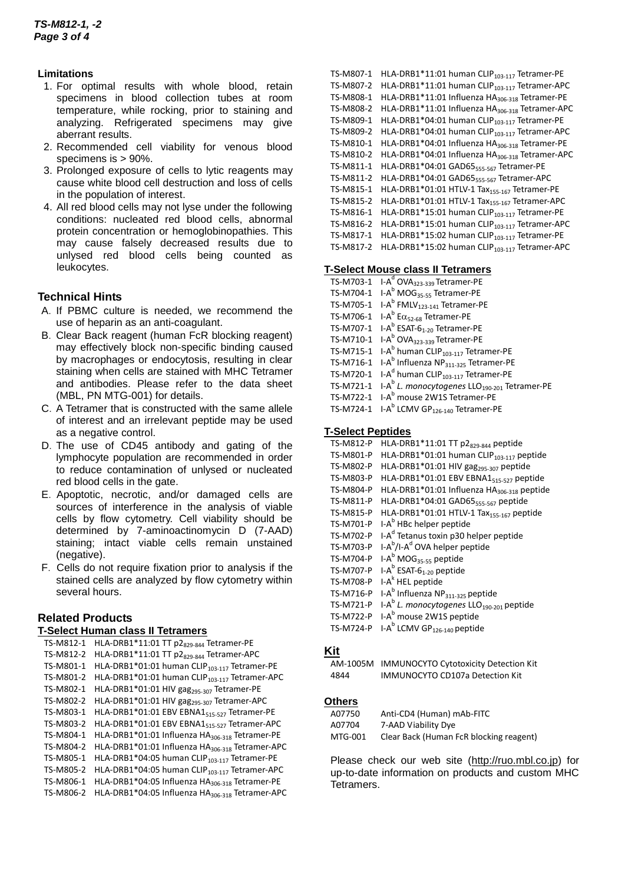### Limitations

1. For optimal results with whole blood, retain specimens in blood collection tubes at room temperature, while rocking, prior to staining and analyzing. Refrigerated specimens may give aberrant results.
2. Recommended cell viability for venous blood specimens is > 90%.
3. Prolonged exposure of cells to lytic reagents may cause white blood cell destruction and loss of cells in the population of interest.
4. All red blood cells may not lyse under the following conditions: nucleated red blood cells, abnormal protein concentration or hemoglobinopathies. This may cause falsely decreased results due to unlysed red blood cells being counted as leukocytes.

### Technical Hints

A. If PBMC culture is needed, we recommend the use of heparin as an anti-coagulant.

B. Clear Back reagent (human FcR blocking reagent) may effectively block non-specific binding caused by macrophages or endocytosis, resulting in clear staining when cells are stained with MHC Tetramer and antibodies. Please refer to the data sheet (MBL, PN MTG-001) for details.

C. A Tetramer that is constructed with the same allele of interest and an irrelevant peptide may be used as a negative control.

D. The use of CD45 antibody and gating of the lymphocyte population are recommended in order to reduce contamination of unlysed or nucleated red blood cells in the gate.

E. Apoptotic, necrotic, and/or damaged cells are sources of interference in the analysis of viable cells by flow cytometry. Cell viability should be determined by 7-aminoactinomycin D (7-AAD) staining; intact viable cells remain unstained (negative).

F. Cells do not require fixation prior to analysis if the stained cells are analyzed by flow cytometry within several hours.

### Related Products

#### T-Select Human class II Tetramers

| | |
|---|---|
| TS-M812-1 | HLA-DRB1*11:01 TT p2$_{829-844}$ Tetramer-PE |
| TS-M812-2 | HLA-DRB1*11:01 TT p2$_{829-844}$ Tetramer-APC |
| TS-M801-1 | HLA-DRB1*01:01 human CLIP$_{103-117}$ Tetramer-PE |
| TS-M801-2 | HLA-DRB1*01:01 human CLIP$_{103-117}$ Tetramer-APC |
| TS-M802-1 | HLA-DRB1*01:01 HIV gag$_{295-307}$ Tetramer-PE |
| TS-M802-2 | HLA-DRB1*01:01 HIV gag$_{295-307}$ Tetramer-APC |
| TS-M803-1 | HLA-DRB1*01:01 EBV EBNA1$_{515-527}$ Tetramer-PE |
| TS-M803-2 | HLA-DRB1*01:01 EBV EBNA1$_{515-527}$ Tetramer-APC |
| TS-M804-1 | HLA-DRB1*01:01 Influenza HA$_{306-318}$ Tetramer-PE |
| TS-M804-2 | HLA-DRB1*01:01 Influenza HA$_{306-318}$ Tetramer-APC |
| TS-M805-1 | HLA-DRB1*04:05 human CLIP$_{103-117}$ Tetramer-PE |
| TS-M805-2 | HLA-DRB1*04:05 human CLIP$_{103-117}$ Tetramer-APC |
| TS-M806-1 | HLA-DRB1*04:05 Influenza HA$_{306-318}$ Tetramer-PE |
| TS-M806-2 | HLA-DRB1*04:05 Influenza HA$_{306-318}$ Tetramer-APC |
| TS-M807-1 | HLA-DRB1*11:01 human CLIP$_{103-117}$ Tetramer-PE |
| TS-M807-2 | HLA-DRB1*11:01 human CLIP$_{103-117}$ Tetramer-APC |
| TS-M808-1 | HLA-DRB1*11:01 Influenza HA$_{306-318}$ Tetramer-PE |
| TS-M808-2 | HLA-DRB1*11:01 Influenza HA$_{306-318}$ Tetramer-APC |
| TS-M809-1 | HLA-DRB1*04:01 human CLIP$_{103-117}$ Tetramer-PE |
| TS-M809-2 | HLA-DRB1*04:01 human CLIP$_{103-117}$ Tetramer-APC |
| TS-M810-1 | HLA-DRB1*04:01 Influenza HA$_{306-318}$ Tetramer-PE |
| TS-M810-2 | HLA-DRB1*04:01 Influenza HA$_{306-318}$ Tetramer-APC |
| TS-M811-1 | HLA-DRB1*04:01 GAD65$_{555-567}$ Tetramer-PE |
| TS-M811-2 | HLA-DRB1*04:01 GAD65$_{555-567}$ Tetramer-APC |
| TS-M815-1 | HLA-DRB1*01:01 HTLV-1 Tax$_{155-167}$ Tetramer-PE |
| TS-M815-2 | HLA-DRB1*01:01 HTLV-1 Tax$_{155-167}$ Tetramer-APC |
| TS-M816-1 | HLA-DRB1*15:01 human CLIP$_{103-117}$ Tetramer-PE |
| TS-M816-2 | HLA-DRB1*15:01 human CLIP$_{103-117}$ Tetramer-APC |
| TS-M817-1 | HLA-DRB1*15:02 human CLIP$_{103-117}$ Tetramer-PE |
| TS-M817-2 | HLA-DRB1*15:02 human CLIP$_{103-117}$ Tetramer-APC |

#### T-Select Mouse class II Tetramers

| | |
|---|---|
| TS-M703-1 | I-A$^d$ OVA$_{323-339}$ Tetramer-PE |
| TS-M704-1 | I-A$^b$ MOG$_{35-55}$ Tetramer-PE |
| TS-M705-1 | I-A$^b$ FMLV$_{123-141}$ Tetramer-PE |
| TS-M706-1 | I-A$^b$ E$\alpha_{52-68}$ Tetramer-PE |
| TS-M707-1 | I-A$^b$ ESAT-6$_{1-20}$ Tetramer-PE |
| TS-M710-1 | I-A$^b$ OVA$_{323-339}$ Tetramer-PE |
| TS-M715-1 | I-A$^b$ human CLIP$_{103-117}$ Tetramer-PE |
| TS-M716-1 | I-A$^b$ Influenza NP$_{311-325}$ Tetramer-PE |
| TS-M720-1 | I-A$^d$ human CLIP$_{103-117}$ Tetramer-PE |
| TS-M721-1 | I-A$^b$ *L. monocytogenes* LLO$_{190-201}$ Tetramer-PE |
| TS-M722-1 | I-A$^b$ mouse 2W1S Tetramer-PE |
| TS-M724-1 | I-A$^b$ LCMV GP$_{126-140}$ Tetramer-PE |

#### T-Select Peptides

| | |
|---|---|
| TS-M812-P | HLA-DRB1*11:01 TT p2$_{829-844}$ peptide |
| TS-M801-P | HLA-DRB1*01:01 human CLIP$_{103-117}$ peptide |
| TS-M802-P | HLA-DRB1*01:01 HIV gag$_{295-307}$ peptide |
| TS-M803-P | HLA-DRB1*01:01 EBV EBNA1$_{515-527}$ peptide |
| TS-M804-P | HLA-DRB1*01:01 Influenza HA$_{306-318}$ peptide |
| TS-M811-P | HLA-DRB1*04:01 GAD65$_{555-567}$ peptide |
| TS-M815-P | HLA-DRB1*01:01 HTLV-1 Tax$_{155-167}$ peptide |
| TS-M701-P | I-A$^b$ HBc helper peptide |
| TS-M702-P | I-A$^d$ Tetanus toxin p30 helper peptide |
| TS-M703-P | I-A$^b$/I-A$^d$ OVA helper peptide |
| TS-M704-P | I-A$^b$ MOG$_{35-55}$ peptide |
| TS-M707-P | I-A$^b$ ESAT-6$_{1-20}$ peptide |
| TS-M708-P | I-A$^k$ HEL peptide |
| TS-M716-P | I-A$^b$ Influenza NP$_{311-325}$ peptide |
| TS-M721-P | I-A$^b$ *L. monocytogenes* LLO$_{190-201}$ peptide |
| TS-M722-P | I-A$^b$ mouse 2W1S peptide |
| TS-M724-P | I-A$^b$ LCMV GP$_{126-140}$ peptide |

#### Kit

| | |
|---|---|
| AM-1005M | IMMUNOCYTO Cytotoxicity Detection Kit |
| 4844 | IMMUNOCYTO CD107a Detection Kit |

#### Others

| | |
|---|---|
| A07750 | Anti-CD4 (Human) mAb-FITC |
| A07704 | 7-AAD Viability Dye |
| MTG-001 | Clear Back (Human FcR blocking reagent) |

Please check our web site (http://ruo.mbl.co.jp) for up-to-date information on products and custom MHC Tetramers.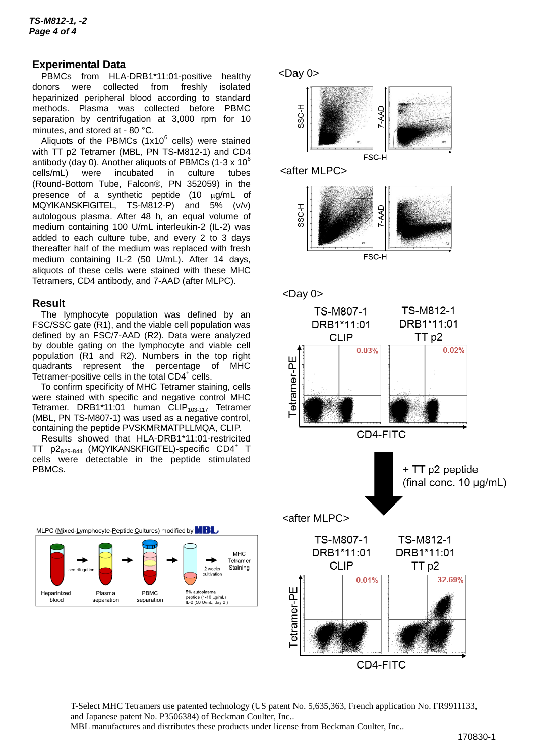## Experimental Data

PBMCs from HLA-DRB1*11:01-positive healthy donors were collected from freshly isolated heparinized peripheral blood according to standard methods. Plasma was collected before PBMC separation by centrifugation at 3,000 rpm for 10 minutes, and stored at - 80 °C.

Aliquots of the PBMCs ($1x10^6$ cells) were stained with TT p2 Tetramer (MBL, PN TS-M812-1) and CD4 antibody (day 0). Another aliquots of PBMCs ($1-3 \times 10^6$ cells/mL) were incubated in culture tubes (Round-Bottom Tube, Falcon®, PN 352059) in the presence of a synthetic peptide (10 µg/mL of MQYIKANSKFIGITEL, TS-M812-P) and 5% (v/v) autologous plasma. After 48 h, an equal volume of medium containing 100 U/mL interleukin-2 (IL-2) was added to each culture tube, and every 2 to 3 days thereafter half of the medium was replaced with fresh medium containing IL-2 (50 U/mL). After 14 days, aliquots of these cells were stained with these MHC Tetramers, CD4 antibody, and 7-AAD (after MLPC).

## Result

The lymphocyte population was defined by an FSC/SSC gate (R1), and the viable cell population was defined by an FSC/7-AAD (R2). Data were analyzed by double gating on the lymphocyte and viable cell population (R1 and R2). Numbers in the top right quadrants represent the percentage of MHC Tetramer-positive cells in the total $CD4^+$ cells.

To confirm specificity of MHC Tetramer staining, cells were stained with specific and negative control MHC Tetramer. DRB1*11:01 human $CLIP_{103-117}$ Tetramer (MBL, PN TS-M807-1) was used as a negative control, containing the peptide PVSKMRMATPLLMQA, CLIP.

Results showed that HLA-DRB1*11:01-restricted TT $p2_{829-844}$ (MQYIKANSKFIGITEL)-specific $CD4^+$ T cells were detectable in the peptide stimulated PBMCs.

MLPC (Mixed-Lymphocyte-Peptide Cultures) modified by MBL

Heparinized blood
centrifugation
Plasma separation
PBMC separation
5% autoplasma
peptide (1-10 µg/mL)
IL-2 (50 U/mL, day 2 )
2 weeks cultivation
MHC Tetramer Staining

<Day 0>

SSC-H
7-AAD
FSC-H
R1
R2

<after MLPC>

SSC-H
7-AAD
FSC-H
R1
R2

<Day 0>

TS-M807-1
DRB1*11:01
CLIP
0.03%

TS-M812-1
DRB1*11:01
TT p2
0.02%

Tetramer-PE
CD4-FITC

+ TT p2 peptide
(final conc. 10 µg/mL)

<after MLPC>

TS-M807-1
DRB1*11:01
CLIP
0.01%

TS-M812-1
DRB1*11:01
TT p2
32.69%

Tetramer-PE
CD4-FITC

T-Select MHC Tetramers use patented technology (US patent No. 5,635,363, French application No. FR9911133, and Japanese patent No. P3506384) of Beckman Coulter, Inc..
MBL manufactures and distributes these products under license from Beckman Coulter, Inc..

170830-1